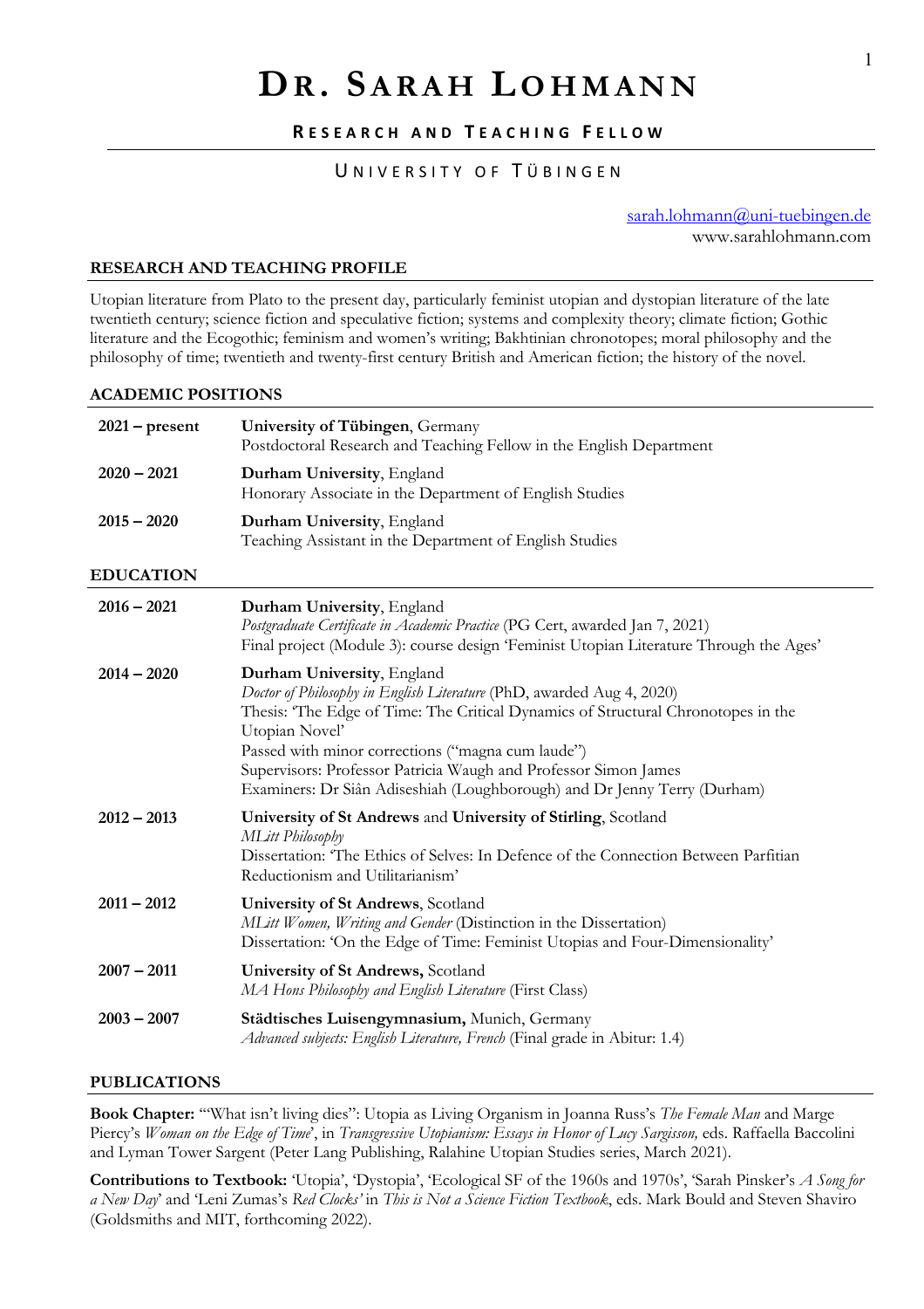# Dr. Sarah Lohmann

## Research and Teaching Fellow

### University of Tübingen

sarah.lohmann@uni-tuebingen.de
www.sarahlohmann.com

## RESEARCH AND TEACHING PROFILE

Utopian literature from Plato to the present day, particularly feminist utopian and dystopian literature of the late twentieth century; science fiction and speculative fiction; systems and complexity theory; climate fiction; Gothic literature and the Ecogothic; feminism and women's writing; Bakhtinian chronotopes; moral philosophy and the philosophy of time; twentieth and twenty-first century British and American fiction; the history of the novel.

## ACADEMIC POSITIONS

| | |
|---|---|
| **2021 – present** | **University of Tübingen**, Germany<br>Postdoctoral Research and Teaching Fellow in the English Department |
| **2020 – 2021** | **Durham University**, England<br>Honorary Associate in the Department of English Studies |
| **2015 – 2020** | **Durham University**, England<br>Teaching Assistant in the Department of English Studies |

## EDUCATION

| | |
|---|---|
| **2016 – 2021** | **Durham University**, England<br>*Postgraduate Certificate in Academic Practice* (PG Cert, awarded Jan 7, 2021)<br>Final project (Module 3): course design 'Feminist Utopian Literature Through the Ages' |
| **2014 – 2020** | **Durham University**, England<br>*Doctor of Philosophy in English Literature* (PhD, awarded Aug 4, 2020)<br>Thesis: 'The Edge of Time: The Critical Dynamics of Structural Chronotopes in the Utopian Novel'<br>Passed with minor corrections ("magna cum laude")<br>Supervisors: Professor Patricia Waugh and Professor Simon James<br>Examiners: Dr Siân Adiseshiah (Loughborough) and Dr Jenny Terry (Durham) |
| **2012 – 2013** | **University of St Andrews** and **University of Stirling**, Scotland<br>*MLitt Philosophy*<br>Dissertation: 'The Ethics of Selves: In Defence of the Connection Between Parfitian Reductionism and Utilitarianism' |
| **2011 – 2012** | **University of St Andrews**, Scotland<br>*MLitt Women, Writing and Gender* (Distinction in the Dissertation)<br>Dissertation: 'On the Edge of Time: Feminist Utopias and Four-Dimensionality' |
| **2007 – 2011** | **University of St Andrews,** Scotland<br>*MA Hons Philosophy and English Literature* (First Class) |
| **2003 – 2007** | **Städtisches Luisengymnasium,** Munich, Germany<br>*Advanced subjects: English Literature, French* (Final grade in Abitur: 1.4) |

## PUBLICATIONS

**Book Chapter:** '"What isn't living dies": Utopia as Living Organism in Joanna Russ's *The Female Man* and Marge Piercy's *Woman on the Edge of Time*', in *Transgressive Utopianism: Essays in Honor of Lucy Sargisson,* eds. Raffaella Baccolini and Lyman Tower Sargent (Peter Lang Publishing, Ralahine Utopian Studies series, March 2021).

**Contributions to Textbook:** 'Utopia', 'Dystopia', 'Ecological SF of the 1960s and 1970s', 'Sarah Pinsker's *A Song for a New Day*' and 'Leni Zumas's *Red Clocks'* in *This is Not a Science Fiction Textbook*, eds. Mark Bould and Steven Shaviro (Goldsmiths and MIT, forthcoming 2022).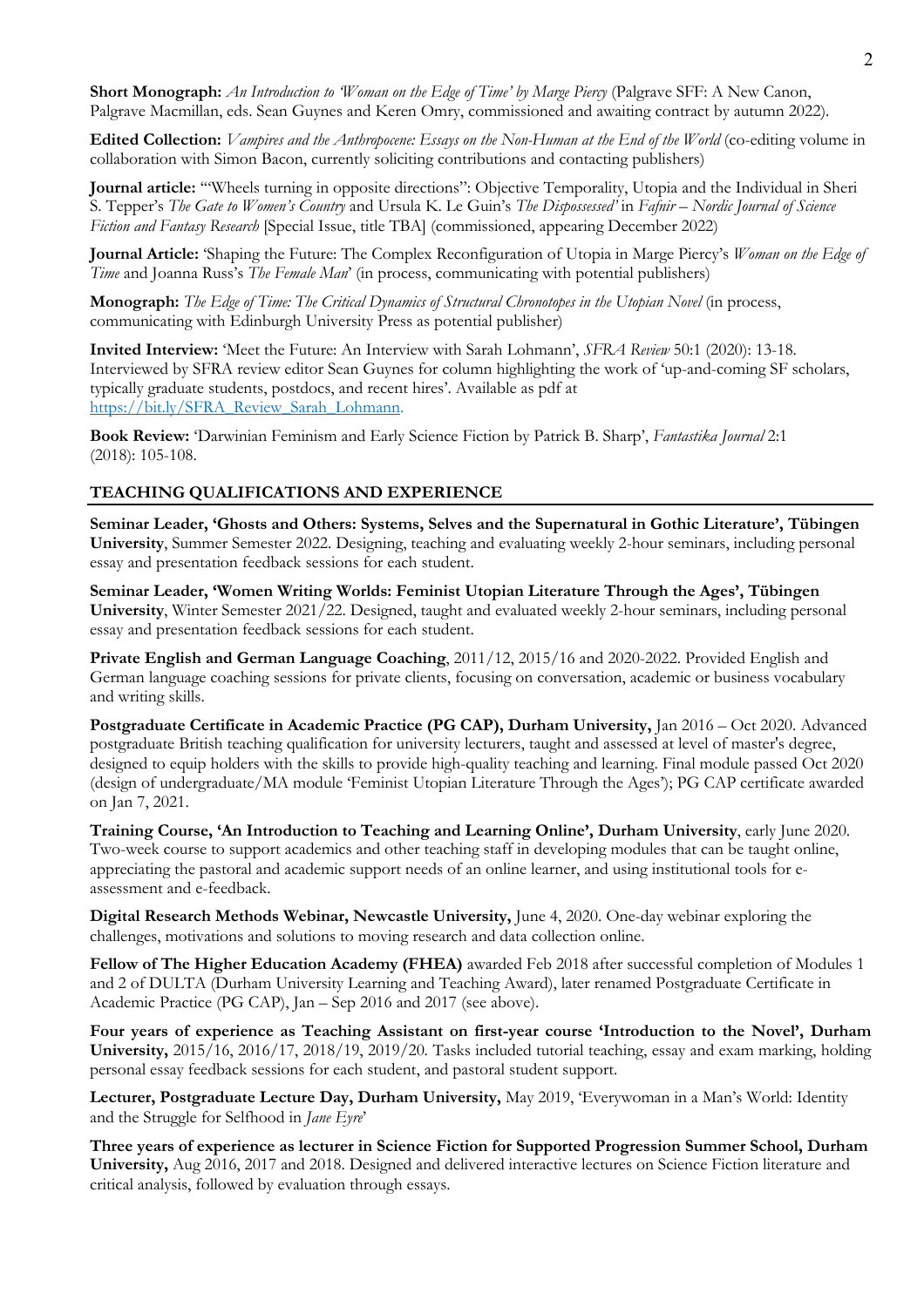**Short Monograph:** *An Introduction to 'Woman on the Edge of Time' by Marge Piercy* (Palgrave SFF: A New Canon, Palgrave Macmillan, eds. Sean Guynes and Keren Omry, commissioned and awaiting contract by autumn 2022).

**Edited Collection:** *Vampires and the Anthropocene: Essays on the Non-Human at the End of the World* (co-editing volume in collaboration with Simon Bacon, currently soliciting contributions and contacting publishers)

**Journal article:** '"Wheels turning in opposite directions": Objective Temporality, Utopia and the Individual in Sheri S. Tepper's *The Gate to Women's Country* and Ursula K. Le Guin's *The Dispossessed*' in *Fafnir – Nordic Journal of Science Fiction and Fantasy Research* [Special Issue, title TBA] (commissioned, appearing December 2022)

**Journal Article:** 'Shaping the Future: The Complex Reconfiguration of Utopia in Marge Piercy's *Woman on the Edge of Time* and Joanna Russ's *The Female Man*' (in process, communicating with potential publishers)

**Monograph:** *The Edge of Time: The Critical Dynamics of Structural Chronotopes in the Utopian Novel* (in process, communicating with Edinburgh University Press as potential publisher)

**Invited Interview:** 'Meet the Future: An Interview with Sarah Lohmann', *SFRA Review* 50:1 (2020): 13-18. Interviewed by SFRA review editor Sean Guynes for column highlighting the work of 'up-and-coming SF scholars, typically graduate students, postdocs, and recent hires'. Available as pdf at https://bit.ly/SFRA_Review_Sarah_Lohmann.

**Book Review:** 'Darwinian Feminism and Early Science Fiction by Patrick B. Sharp', *Fantastika Journal* 2:1 (2018): 105-108.

## TEACHING QUALIFICATIONS AND EXPERIENCE

**Seminar Leader, 'Ghosts and Others: Systems, Selves and the Supernatural in Gothic Literature', Tübingen University**, Summer Semester 2022. Designing, teaching and evaluating weekly 2-hour seminars, including personal essay and presentation feedback sessions for each student.

**Seminar Leader, 'Women Writing Worlds: Feminist Utopian Literature Through the Ages', Tübingen University**, Winter Semester 2021/22. Designed, taught and evaluated weekly 2-hour seminars, including personal essay and presentation feedback sessions for each student.

**Private English and German Language Coaching**, 2011/12, 2015/16 and 2020-2022. Provided English and German language coaching sessions for private clients, focusing on conversation, academic or business vocabulary and writing skills.

**Postgraduate Certificate in Academic Practice (PG CAP), Durham University,** Jan 2016 – Oct 2020. Advanced postgraduate British teaching qualification for university lecturers, taught and assessed at level of master's degree, designed to equip holders with the skills to provide high-quality teaching and learning. Final module passed Oct 2020 (design of undergraduate/MA module 'Feminist Utopian Literature Through the Ages'); PG CAP certificate awarded on Jan 7, 2021.

**Training Course, 'An Introduction to Teaching and Learning Online', Durham University**, early June 2020. Two-week course to support academics and other teaching staff in developing modules that can be taught online, appreciating the pastoral and academic support needs of an online learner, and using institutional tools for e-assessment and e-feedback.

**Digital Research Methods Webinar, Newcastle University,** June 4, 2020. One-day webinar exploring the challenges, motivations and solutions to moving research and data collection online.

**Fellow of The Higher Education Academy (FHEA)** awarded Feb 2018 after successful completion of Modules 1 and 2 of DULTA (Durham University Learning and Teaching Award), later renamed Postgraduate Certificate in Academic Practice (PG CAP), Jan – Sep 2016 and 2017 (see above).

**Four years of experience as Teaching Assistant on first-year course 'Introduction to the Novel', Durham University,** 2015/16, 2016/17, 2018/19, 2019/20. Tasks included tutorial teaching, essay and exam marking, holding personal essay feedback sessions for each student, and pastoral student support.

**Lecturer, Postgraduate Lecture Day, Durham University,** May 2019, 'Everywoman in a Man's World: Identity and the Struggle for Selfhood in *Jane Eyre*'

**Three years of experience as lecturer in Science Fiction for Supported Progression Summer School, Durham University,** Aug 2016, 2017 and 2018. Designed and delivered interactive lectures on Science Fiction literature and critical analysis, followed by evaluation through essays.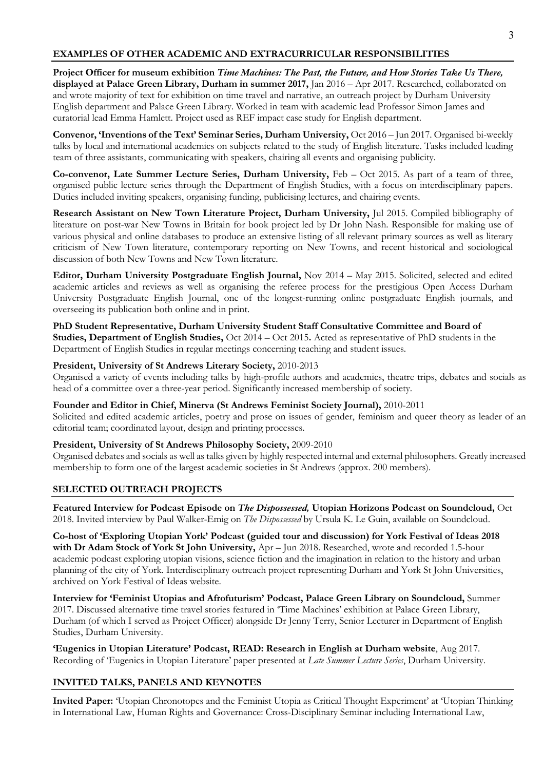## EXAMPLES OF OTHER ACADEMIC AND EXTRACURRICULAR RESPONSIBILITIES

**Project Officer for museum exhibition *Time Machines: The Past, the Future, and How Stories Take Us There,* displayed at Palace Green Library, Durham in summer 2017,** Jan 2016 – Apr 2017. Researched, collaborated on and wrote majority of text for exhibition on time travel and narrative, an outreach project by Durham University English department and Palace Green Library. Worked in team with academic lead Professor Simon James and curatorial lead Emma Hamlett. Project used as REF impact case study for English department.

**Convenor, 'Inventions of the Text' Seminar Series, Durham University,** Oct 2016 – Jun 2017. Organised bi-weekly talks by local and international academics on subjects related to the study of English literature. Tasks included leading team of three assistants, communicating with speakers, chairing all events and organising publicity.

**Co-convenor, Late Summer Lecture Series, Durham University,** Feb – Oct 2015. As part of a team of three, organised public lecture series through the Department of English Studies, with a focus on interdisciplinary papers. Duties included inviting speakers, organising funding, publicising lectures, and chairing events.

**Research Assistant on New Town Literature Project, Durham University,** Jul 2015. Compiled bibliography of literature on post-war New Towns in Britain for book project led by Dr John Nash. Responsible for making use of various physical and online databases to produce an extensive listing of all relevant primary sources as well as literary criticism of New Town literature, contemporary reporting on New Towns, and recent historical and sociological discussion of both New Towns and New Town literature.

**Editor, Durham University Postgraduate English Journal,** Nov 2014 – May 2015. Solicited, selected and edited academic articles and reviews as well as organising the referee process for the prestigious Open Access Durham University Postgraduate English Journal, one of the longest-running online postgraduate English journals, and overseeing its publication both online and in print.

**PhD Student Representative, Durham University Student Staff Consultative Committee and Board of Studies, Department of English Studies,** Oct 2014 – Oct 2015. Acted as representative of PhD students in the Department of English Studies in regular meetings concerning teaching and student issues.

**President, University of St Andrews Literary Society,** 2010-2013
Organised a variety of events including talks by high-profile authors and academics, theatre trips, debates and socials as head of a committee over a three-year period. Significantly increased membership of society.

**Founder and Editor in Chief, Minerva (St Andrews Feminist Society Journal),** 2010-2011
Solicited and edited academic articles, poetry and prose on issues of gender, feminism and queer theory as leader of an editorial team; coordinated layout, design and printing processes.

**President, University of St Andrews Philosophy Society,** 2009-2010
Organised debates and socials as well as talks given by highly respected internal and external philosophers. Greatly increased membership to form one of the largest academic societies in St Andrews (approx. 200 members).

## SELECTED OUTREACH PROJECTS

**Featured Interview for Podcast Episode on *The Dispossessed,* Utopian Horizons Podcast on Soundcloud,** Oct 2018. Invited interview by Paul Walker-Emig on *The Dispossessed* by Ursula K. Le Guin, available on Soundcloud.

**Co-host of 'Exploring Utopian York' Podcast (guided tour and discussion) for York Festival of Ideas 2018 with Dr Adam Stock of York St John University,** Apr – Jun 2018. Researched, wrote and recorded 1.5-hour academic podcast exploring utopian visions, science fiction and the imagination in relation to the history and urban planning of the city of York. Interdisciplinary outreach project representing Durham and York St John Universities, archived on York Festival of Ideas website.

**Interview for 'Feminist Utopias and Afrofuturism' Podcast, Palace Green Library on Soundcloud,** Summer 2017. Discussed alternative time travel stories featured in 'Time Machines' exhibition at Palace Green Library, Durham (of which I served as Project Officer) alongside Dr Jenny Terry, Senior Lecturer in Department of English Studies, Durham University.

**'Eugenics in Utopian Literature' Podcast, READ: Research in English at Durham website**, Aug 2017. Recording of 'Eugenics in Utopian Literature' paper presented at *Late Summer Lecture Series*, Durham University.

## INVITED TALKS, PANELS AND KEYNOTES

**Invited Paper:** 'Utopian Chronotopes and the Feminist Utopia as Critical Thought Experiment' at 'Utopian Thinking in International Law, Human Rights and Governance: Cross-Disciplinary Seminar including International Law,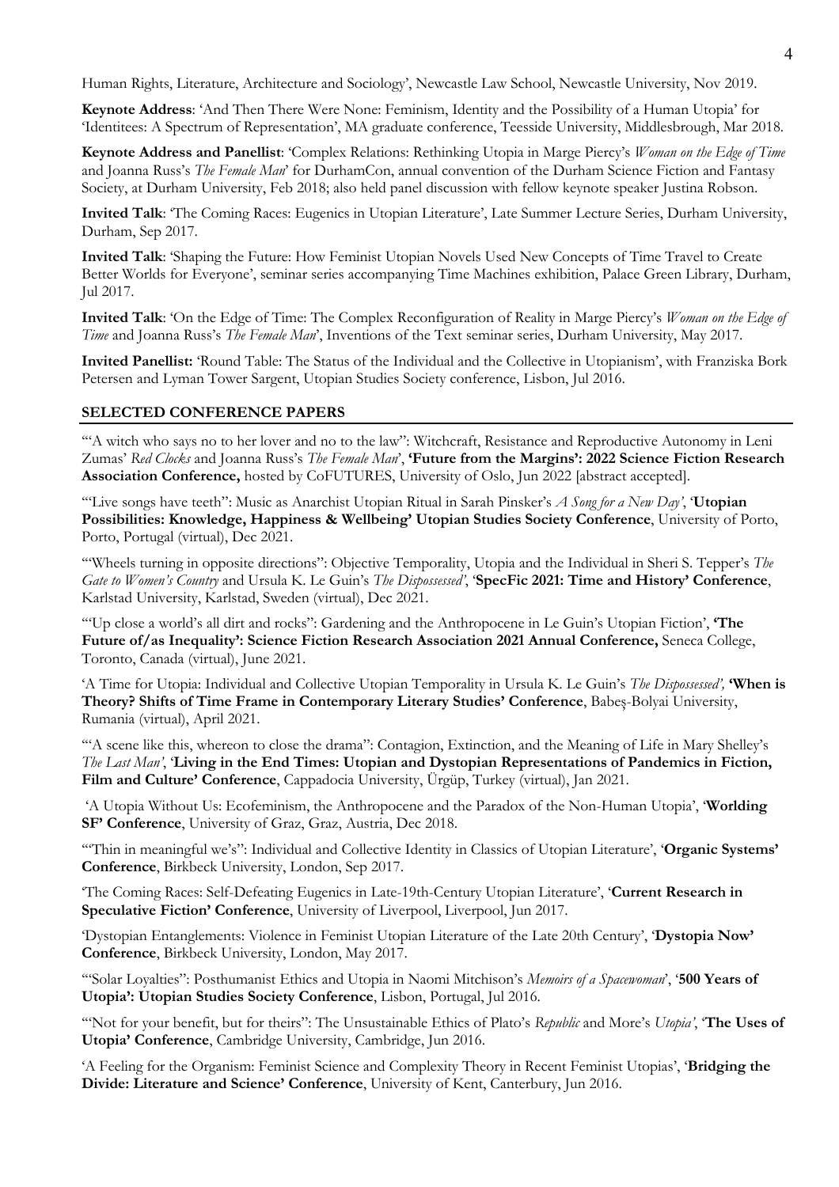Human Rights, Literature, Architecture and Sociology', Newcastle Law School, Newcastle University, Nov 2019.

**Keynote Address**: 'And Then There Were None: Feminism, Identity and the Possibility of a Human Utopia' for 'Identitees: A Spectrum of Representation', MA graduate conference, Teesside University, Middlesbrough, Mar 2018.

**Keynote Address and Panellist**: 'Complex Relations: Rethinking Utopia in Marge Piercy's *Woman on the Edge of Time* and Joanna Russ's *The Female Man*' for DurhamCon, annual convention of the Durham Science Fiction and Fantasy Society, at Durham University, Feb 2018; also held panel discussion with fellow keynote speaker Justina Robson.

**Invited Talk**: 'The Coming Races: Eugenics in Utopian Literature', Late Summer Lecture Series, Durham University, Durham, Sep 2017.

**Invited Talk**: 'Shaping the Future: How Feminist Utopian Novels Used New Concepts of Time Travel to Create Better Worlds for Everyone', seminar series accompanying Time Machines exhibition, Palace Green Library, Durham, Jul 2017.

**Invited Talk**: 'On the Edge of Time: The Complex Reconfiguration of Reality in Marge Piercy's *Woman on the Edge of Time* and Joanna Russ's *The Female Man*', Inventions of the Text seminar series, Durham University, May 2017.

**Invited Panellist:** 'Round Table: The Status of the Individual and the Collective in Utopianism', with Franziska Bork Petersen and Lyman Tower Sargent, Utopian Studies Society conference, Lisbon, Jul 2016.

## SELECTED CONFERENCE PAPERS

'"A witch who says no to her lover and no to the law": Witchcraft, Resistance and Reproductive Autonomy in Leni Zumas' *Red Clocks* and Joanna Russ's *The Female Man*', **'Future from the Margins': 2022 Science Fiction Research Association Conference,** hosted by CoFUTURES, University of Oslo, Jun 2022 [abstract accepted].

'"Live songs have teeth": Music as Anarchist Utopian Ritual in Sarah Pinsker's *A Song for a New Day'*, '**Utopian Possibilities: Knowledge, Happiness & Wellbeing' Utopian Studies Society Conference**, University of Porto, Porto, Portugal (virtual), Dec 2021.

'"Wheels turning in opposite directions": Objective Temporality, Utopia and the Individual in Sheri S. Tepper's *The Gate to Women's Country* and Ursula K. Le Guin's *The Dispossessed'*, '**SpecFic 2021: Time and History' Conference**, Karlstad University, Karlstad, Sweden (virtual), Dec 2021.

'"Up close a world's all dirt and rocks": Gardening and the Anthropocene in Le Guin's Utopian Fiction', **'The Future of/as Inequality': Science Fiction Research Association 2021 Annual Conference,** Seneca College, Toronto, Canada (virtual), June 2021.

'A Time for Utopia: Individual and Collective Utopian Temporality in Ursula K. Le Guin's *The Dispossessed',* **'When is Theory? Shifts of Time Frame in Contemporary Literary Studies' Conference**, Babeş-Bolyai University, Rumania (virtual), April 2021.

'"A scene like this, whereon to close the drama": Contagion, Extinction, and the Meaning of Life in Mary Shelley's *The Last Man'*, '**Living in the End Times: Utopian and Dystopian Representations of Pandemics in Fiction, Film and Culture' Conference**, Cappadocia University, Ürgüp, Turkey (virtual), Jan 2021.

'A Utopia Without Us: Ecofeminism, the Anthropocene and the Paradox of the Non-Human Utopia', '**Worlding SF' Conference**, University of Graz, Graz, Austria, Dec 2018.

'"Thin in meaningful we's": Individual and Collective Identity in Classics of Utopian Literature', '**Organic Systems' Conference**, Birkbeck University, London, Sep 2017.

'The Coming Races: Self-Defeating Eugenics in Late-19th-Century Utopian Literature', '**Current Research in Speculative Fiction' Conference**, University of Liverpool, Liverpool, Jun 2017.

'Dystopian Entanglements: Violence in Feminist Utopian Literature of the Late 20th Century', '**Dystopia Now' Conference**, Birkbeck University, London, May 2017.

'"Solar Loyalties": Posthumanist Ethics and Utopia in Naomi Mitchison's *Memoirs of a Spacewoman*', '**500 Years of Utopia': Utopian Studies Society Conference**, Lisbon, Portugal, Jul 2016.

'"Not for your benefit, but for theirs": The Unsustainable Ethics of Plato's *Republic* and More's *Utopia'*, '**The Uses of Utopia' Conference**, Cambridge University, Cambridge, Jun 2016.

'A Feeling for the Organism: Feminist Science and Complexity Theory in Recent Feminist Utopias', '**Bridging the Divide: Literature and Science' Conference**, University of Kent, Canterbury, Jun 2016.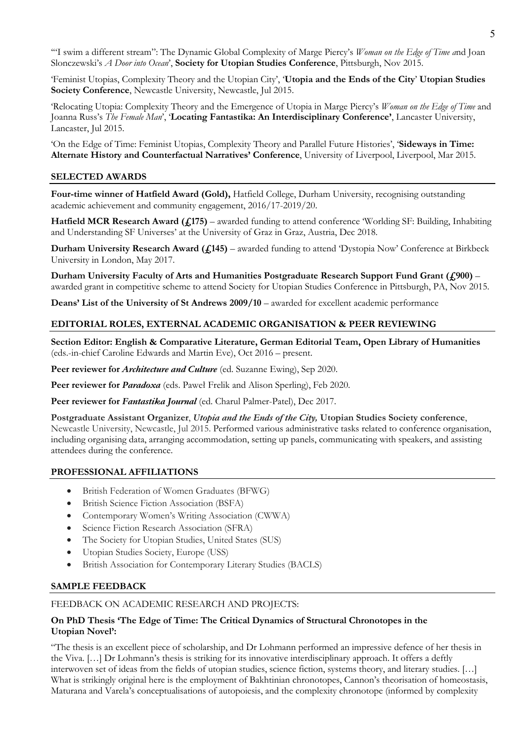'"I swim a different stream": The Dynamic Global Complexity of Marge Piercy's *Woman on the Edge of Time a*nd Joan Slonczewski's *A Door into Ocean*', **Society for Utopian Studies Conference**, Pittsburgh, Nov 2015.

'Feminist Utopias, Complexity Theory and the Utopian City', '**Utopia and the Ends of the City**' **Utopian Studies Society Conference**, Newcastle University, Newcastle, Jul 2015.

'Relocating Utopia: Complexity Theory and the Emergence of Utopia in Marge Piercy's *Woman on the Edge of Time* and Joanna Russ's *The Female Man*', '**Locating Fantastika: An Interdisciplinary Conference'**, Lancaster University, Lancaster, Jul 2015.

'On the Edge of Time: Feminist Utopias, Complexity Theory and Parallel Future Histories', '**Sideways in Time: Alternate History and Counterfactual Narratives' Conference**, University of Liverpool, Liverpool, Mar 2015.

## SELECTED AWARDS

**Four-time winner of Hatfield Award (Gold),** Hatfield College, Durham University, recognising outstanding academic achievement and community engagement, 2016/17-2019/20.

**Hatfield MCR Research Award (£175)** – awarded funding to attend conference 'Worlding SF: Building, Inhabiting and Understanding SF Universes' at the University of Graz in Graz, Austria, Dec 2018.

**Durham University Research Award (£145)** – awarded funding to attend 'Dystopia Now' Conference at Birkbeck University in London, May 2017.

**Durham University Faculty of Arts and Humanities Postgraduate Research Support Fund Grant (£900)** – awarded grant in competitive scheme to attend Society for Utopian Studies Conference in Pittsburgh, PA, Nov 2015.

**Deans' List of the University of St Andrews 2009/10** – awarded for excellent academic performance

## EDITORIAL ROLES, EXTERNAL ACADEMIC ORGANISATION & PEER REVIEWING

**Section Editor: English & Comparative Literature, German Editorial Team, Open Library of Humanities** (eds.-in-chief Caroline Edwards and Martin Eve), Oct 2016 – present.

**Peer reviewer for *Architecture and Culture*** (ed. Suzanne Ewing), Sep 2020.

**Peer reviewer for *Paradoxa*** (eds. Paweł Frelik and Alison Sperling), Feb 2020.

**Peer reviewer for *Fantastika Journal*** (ed. Charul Palmer-Patel), Dec 2017.

**Postgraduate Assistant Organizer**, ***Utopia and the Ends of the City,* Utopian Studies Society conference**, Newcastle University, Newcastle, Jul 2015. Performed various administrative tasks related to conference organisation, including organising data, arranging accommodation, setting up panels, communicating with speakers, and assisting attendees during the conference.

## PROFESSIONAL AFFILIATIONS

- British Federation of Women Graduates (BFWG)
- British Science Fiction Association (BSFA)
- Contemporary Women's Writing Association (CWWA)
- Science Fiction Research Association (SFRA)
- The Society for Utopian Studies, United States (SUS)
- Utopian Studies Society, Europe (USS)
- British Association for Contemporary Literary Studies (BACLS)

## SAMPLE FEEDBACK

FEEDBACK ON ACADEMIC RESEARCH AND PROJECTS:

**On PhD Thesis 'The Edge of Time: The Critical Dynamics of Structural Chronotopes in the Utopian Novel':**

"The thesis is an excellent piece of scholarship, and Dr Lohmann performed an impressive defence of her thesis in the Viva. […] Dr Lohmann's thesis is striking for its innovative interdisciplinary approach. It offers a deftly interwoven set of ideas from the fields of utopian studies, science fiction, systems theory, and literary studies. […] What is strikingly original here is the employment of Bakhtinian chronotopes, Cannon's theorisation of homeostasis, Maturana and Varela's conceptualisations of autopoiesis, and the complexity chronotope (informed by complexity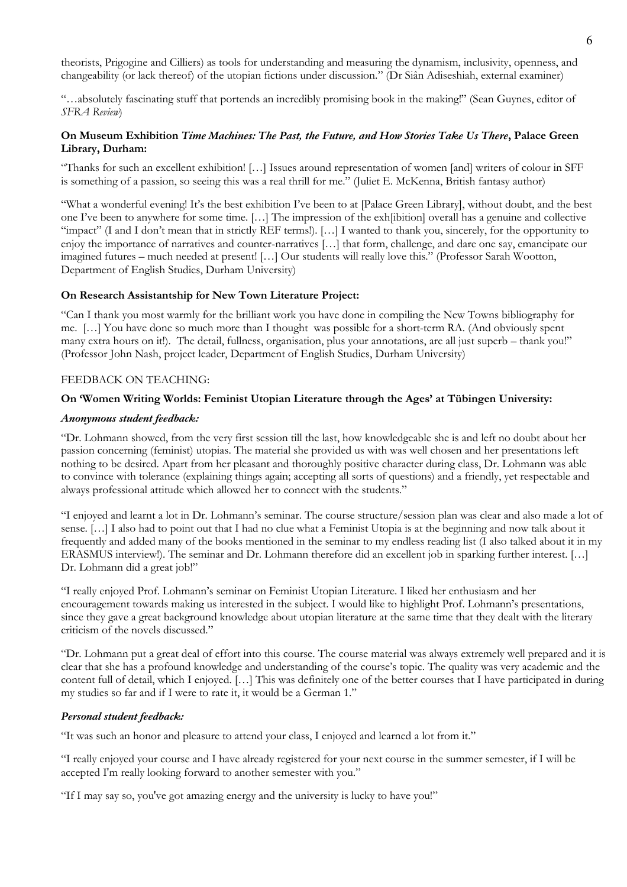theorists, Prigogine and Cilliers) as tools for understanding and measuring the dynamism, inclusivity, openness, and changeability (or lack thereof) of the utopian fictions under discussion." (Dr Siân Adiseshiah, external examiner)

"…absolutely fascinating stuff that portends an incredibly promising book in the making!" (Sean Guynes, editor of *SFRA Review*)

**On Museum Exhibition *Time Machines: The Past, the Future, and How Stories Take Us There*, Palace Green Library, Durham:**

"Thanks for such an excellent exhibition! […] Issues around representation of women [and] writers of colour in SFF is something of a passion, so seeing this was a real thrill for me." (Juliet E. McKenna, British fantasy author)

"What a wonderful evening! It's the best exhibition I've been to at [Palace Green Library], without doubt, and the best one I've been to anywhere for some time. […] The impression of the exh[ibition] overall has a genuine and collective "impact" (I and I don't mean that in strictly REF terms!). […] I wanted to thank you, sincerely, for the opportunity to enjoy the importance of narratives and counter-narratives […] that form, challenge, and dare one say, emancipate our imagined futures – much needed at present! […] Our students will really love this." (Professor Sarah Wootton, Department of English Studies, Durham University)

**On Research Assistantship for New Town Literature Project:**

"Can I thank you most warmly for the brilliant work you have done in compiling the New Towns bibliography for me. […] You have done so much more than I thought was possible for a short-term RA. (And obviously spent many extra hours on it!). The detail, fullness, organisation, plus your annotations, are all just superb – thank you!" (Professor John Nash, project leader, Department of English Studies, Durham University)

FEEDBACK ON TEACHING:

**On 'Women Writing Worlds: Feminist Utopian Literature through the Ages' at Tübingen University:**

***Anonymous student feedback:***

"Dr. Lohmann showed, from the very first session till the last, how knowledgeable she is and left no doubt about her passion concerning (feminist) utopias. The material she provided us with was well chosen and her presentations left nothing to be desired. Apart from her pleasant and thoroughly positive character during class, Dr. Lohmann was able to convince with tolerance (explaining things again; accepting all sorts of questions) and a friendly, yet respectable and always professional attitude which allowed her to connect with the students."

"I enjoyed and learnt a lot in Dr. Lohmann's seminar. The course structure/session plan was clear and also made a lot of sense. […] I also had to point out that I had no clue what a Feminist Utopia is at the beginning and now talk about it frequently and added many of the books mentioned in the seminar to my endless reading list (I also talked about it in my ERASMUS interview!). The seminar and Dr. Lohmann therefore did an excellent job in sparking further interest. […] Dr. Lohmann did a great job!"

"I really enjoyed Prof. Lohmann's seminar on Feminist Utopian Literature. I liked her enthusiasm and her encouragement towards making us interested in the subject. I would like to highlight Prof. Lohmann's presentations, since they gave a great background knowledge about utopian literature at the same time that they dealt with the literary criticism of the novels discussed."

"Dr. Lohmann put a great deal of effort into this course. The course material was always extremely well prepared and it is clear that she has a profound knowledge and understanding of the course's topic. The quality was very academic and the content full of detail, which I enjoyed. […] This was definitely one of the better courses that I have participated in during my studies so far and if I were to rate it, it would be a German 1."

***Personal student feedback:***

"It was such an honor and pleasure to attend your class, I enjoyed and learned a lot from it."

"I really enjoyed your course and I have already registered for your next course in the summer semester, if I will be accepted I'm really looking forward to another semester with you."

"If I may say so, you've got amazing energy and the university is lucky to have you!"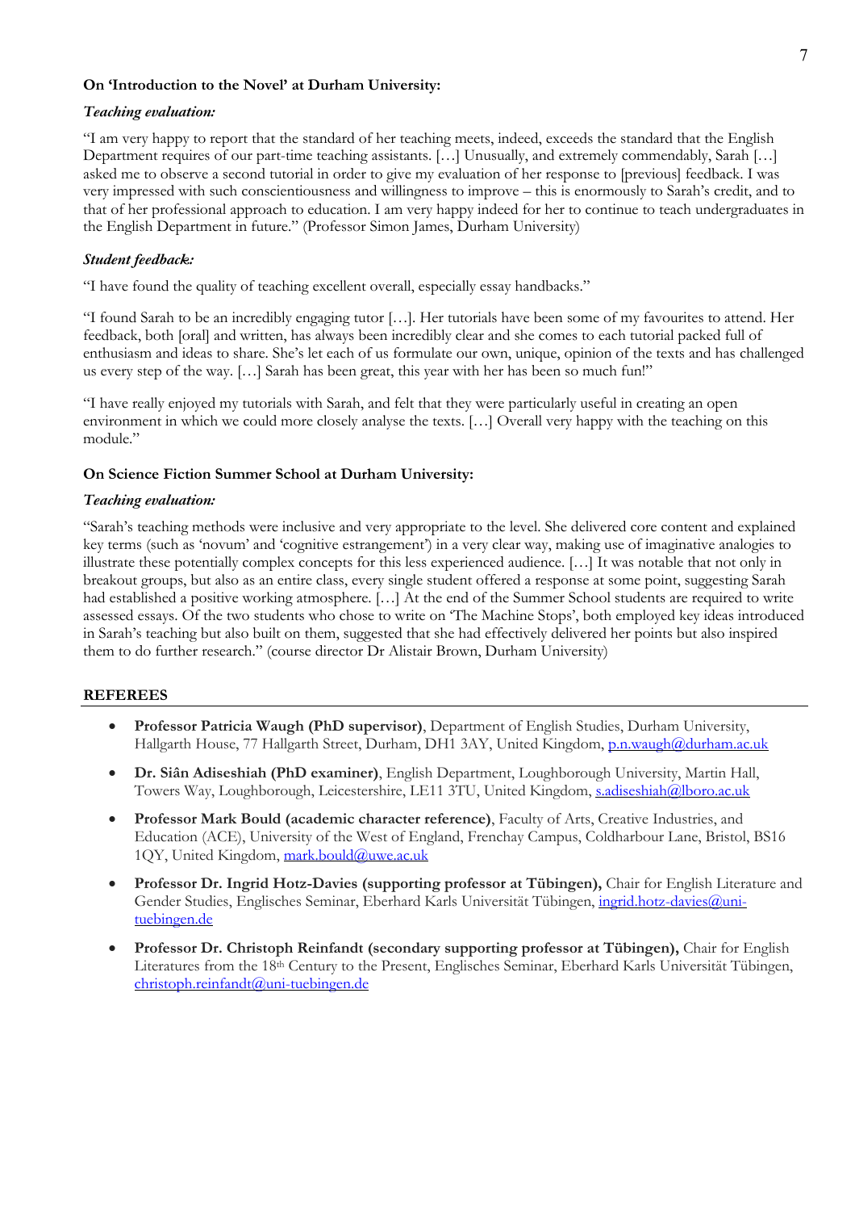**On 'Introduction to the Novel' at Durham University:**

***Teaching evaluation:***

"I am very happy to report that the standard of her teaching meets, indeed, exceeds the standard that the English Department requires of our part-time teaching assistants. […] Unusually, and extremely commendably, Sarah […] asked me to observe a second tutorial in order to give my evaluation of her response to [previous] feedback. I was very impressed with such conscientiousness and willingness to improve – this is enormously to Sarah's credit, and to that of her professional approach to education. I am very happy indeed for her to continue to teach undergraduates in the English Department in future." (Professor Simon James, Durham University)

***Student feedback:***

"I have found the quality of teaching excellent overall, especially essay handbacks."

"I found Sarah to be an incredibly engaging tutor […]. Her tutorials have been some of my favourites to attend. Her feedback, both [oral] and written, has always been incredibly clear and she comes to each tutorial packed full of enthusiasm and ideas to share. She's let each of us formulate our own, unique, opinion of the texts and has challenged us every step of the way. […] Sarah has been great, this year with her has been so much fun!"

"I have really enjoyed my tutorials with Sarah, and felt that they were particularly useful in creating an open environment in which we could more closely analyse the texts. […] Overall very happy with the teaching on this module."

**On Science Fiction Summer School at Durham University:**

***Teaching evaluation:***

"Sarah's teaching methods were inclusive and very appropriate to the level. She delivered core content and explained key terms (such as 'novum' and 'cognitive estrangement') in a very clear way, making use of imaginative analogies to illustrate these potentially complex concepts for this less experienced audience. […] It was notable that not only in breakout groups, but also as an entire class, every single student offered a response at some point, suggesting Sarah had established a positive working atmosphere. […] At the end of the Summer School students are required to write assessed essays. Of the two students who chose to write on 'The Machine Stops', both employed key ideas introduced in Sarah's teaching but also built on them, suggested that she had effectively delivered her points but also inspired them to do further research." (course director Dr Alistair Brown, Durham University)

## REFEREES

- **Professor Patricia Waugh (PhD supervisor)**, Department of English Studies, Durham University, Hallgarth House, 77 Hallgarth Street, Durham, DH1 3AY, United Kingdom, p.n.waugh@durham.ac.uk
- **Dr. Siân Adiseshiah (PhD examiner)**, English Department, Loughborough University, Martin Hall, Towers Way, Loughborough, Leicestershire, LE11 3TU, United Kingdom, s.adiseshiah@lboro.ac.uk
- **Professor Mark Bould (academic character reference)**, Faculty of Arts, Creative Industries, and Education (ACE), University of the West of England, Frenchay Campus, Coldharbour Lane, Bristol, BS16 1QY, United Kingdom, mark.bould@uwe.ac.uk
- **Professor Dr. Ingrid Hotz-Davies (supporting professor at Tübingen),** Chair for English Literature and Gender Studies, Englisches Seminar, Eberhard Karls Universität Tübingen, ingrid.hotz-davies@uni-tuebingen.de
- **Professor Dr. Christoph Reinfandt (secondary supporting professor at Tübingen),** Chair for English Literatures from the 18th Century to the Present, Englisches Seminar, Eberhard Karls Universität Tübingen, christoph.reinfandt@uni-tuebingen.de